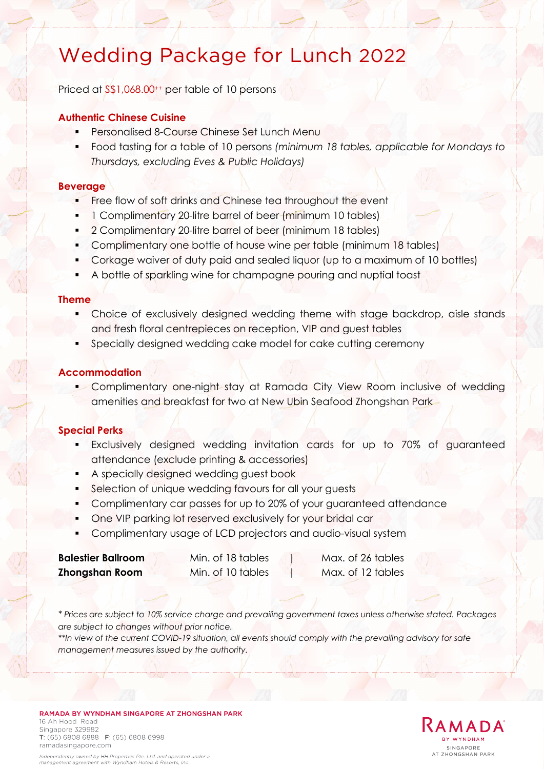# Wedding Package for Lunch 2022

Priced at S$1,068.00++ per table of 10 persons

## Authentic Chinese Cuisine

- Personalised 8-Course Chinese Set Lunch Menu
- Food tasting for a table of 10 persons *(minimum 18 tables, applicable for Mondays to Thursdays, excluding Eves & Public Holidays)*

## Beverage

- Free flow of soft drinks and Chinese tea throughout the event
- 1 Complimentary 20-litre barrel of beer (minimum 10 tables)
- 2 Complimentary 20-litre barrel of beer (minimum 18 tables)
- Complimentary one bottle of house wine per table (minimum 18 tables)
- Corkage waiver of duty paid and sealed liquor (up to a maximum of 10 bottles)
- A bottle of sparkling wine for champagne pouring and nuptial toast

## Theme

- Choice of exclusively designed wedding theme with stage backdrop, aisle stands and fresh floral centrepieces on reception, VIP and guest tables
- Specially designed wedding cake model for cake cutting ceremony

## Accommodation

- Complimentary one-night stay at Ramada City View Room inclusive of wedding amenities and breakfast for two at New Ubin Seafood Zhongshan Park

## Special Perks

- Exclusively designed wedding invitation cards for up to 70% of guaranteed attendance (exclude printing & accessories)
- A specially designed wedding guest book
- Selection of unique wedding favours for all your guests
- Complimentary car passes for up to 20% of your guaranteed attendance
- One VIP parking lot reserved exclusively for your bridal car
- Complimentary usage of LCD projectors and audio-visual system

| | | |
|---|---|---|
| **Balestier Ballroom** | Min. of 18 tables | Max. of 26 tables |
| **Zhongshan Room** | Min. of 10 tables | Max. of 12 tables |

*\* Prices are subject to 10% service charge and prevailing government taxes unless otherwise stated. Packages are subject to changes without prior notice.*
*\*\*In view of the current COVID-19 situation, all events should comply with the prevailing advisory for safe management measures issued by the authority.*

**RAMADA BY WYNDHAM SINGAPORE AT ZHONGSHAN PARK**
16 Ah Hood Road
Singapore 329982
T: (65) 6808 6888 F: (65) 6808 6998
ramadasingapore.com

*Independently owned by HH Properties Pte. Ltd. and operated under a management agreement with Wyndham Hotels & Resorts, Inc.*

RAMADA BY WYNDHAM SINGAPORE AT ZHONGSHAN PARK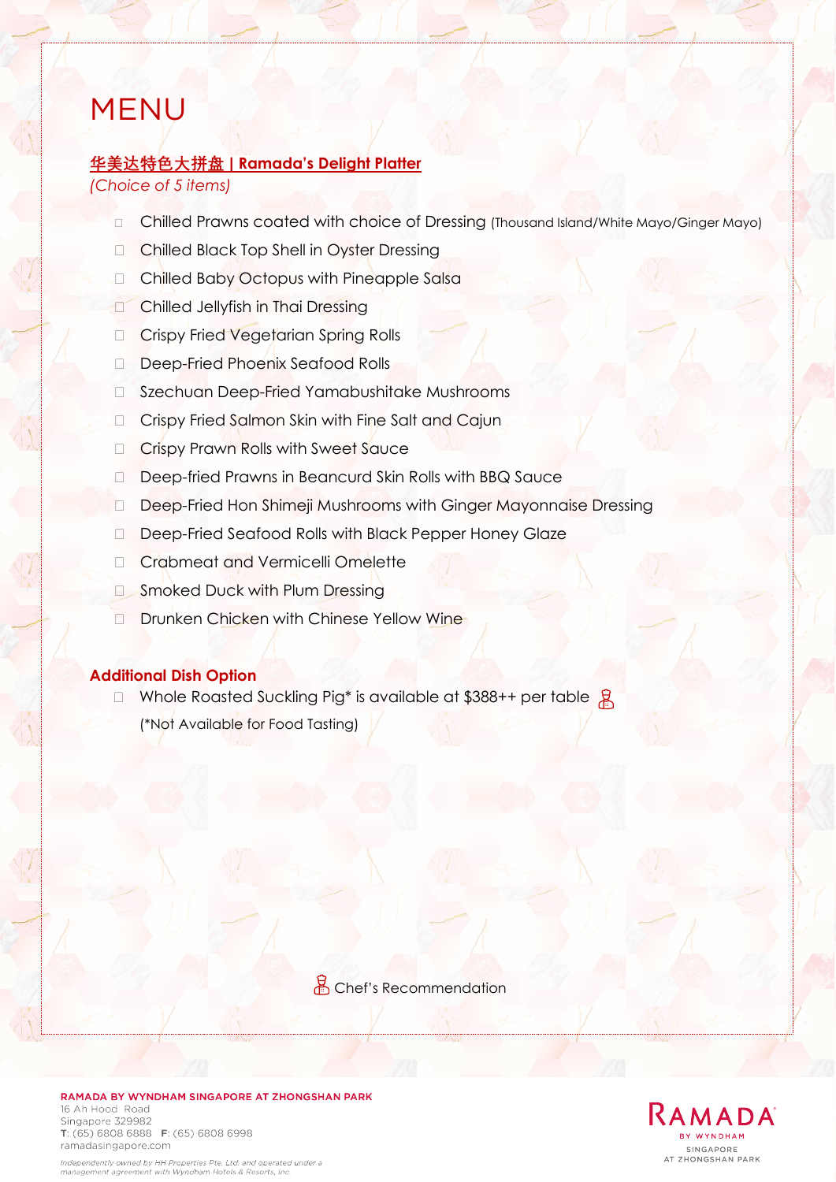# MENU

## 华美达特色大拼盘 | Ramada's Delight Platter

*(Choice of 5 items)*

- ☐ Chilled Prawns coated with choice of Dressing (Thousand Island/White Mayo/Ginger Mayo)
- ☐ Chilled Black Top Shell in Oyster Dressing
- ☐ Chilled Baby Octopus with Pineapple Salsa
- ☐ Chilled Jellyfish in Thai Dressing
- ☐ Crispy Fried Vegetarian Spring Rolls
- ☐ Deep-Fried Phoenix Seafood Rolls
- ☐ Szechuan Deep-Fried Yamabushitake Mushrooms
- ☐ Crispy Fried Salmon Skin with Fine Salt and Cajun
- ☐ Crispy Prawn Rolls with Sweet Sauce
- ☐ Deep-fried Prawns in Beancurd Skin Rolls with BBQ Sauce
- ☐ Deep-Fried Hon Shimeji Mushrooms with Ginger Mayonnaise Dressing
- ☐ Deep-Fried Seafood Rolls with Black Pepper Honey Glaze
- ☐ Crabmeat and Vermicelli Omelette
- ☐ Smoked Duck with Plum Dressing
- ☐ Drunken Chicken with Chinese Yellow Wine

## Additional Dish Option

- ☐ Whole Roasted Suckling Pig* is available at $388++ per table (Chef's Recommendation)

  (*Not Available for Food Tasting)

Chef's Recommendation

**RAMADA BY WYNDHAM SINGAPORE AT ZHONGSHAN PARK**
16 Ah Hood Road
Singapore 329982
T: (65) 6808 6888 F: (65) 6808 6998
ramadasingapore.com

*Independently owned by HH Properties Pte. Ltd. and operated under a management agreement with Wyndham Hotels & Resorts, Inc.*

RAMADA BY WYNDHAM SINGAPORE AT ZHONGSHAN PARK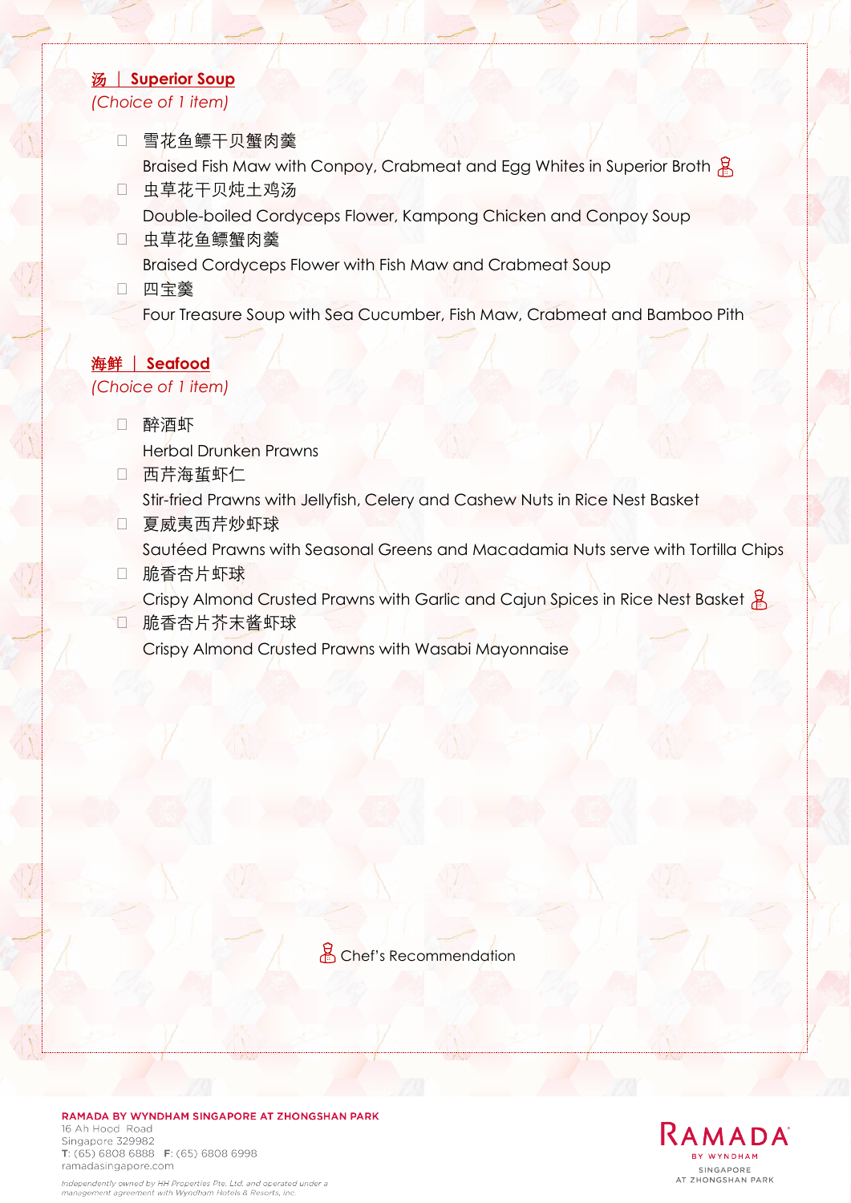## 汤 | Superior Soup

*(Choice of 1 item)*

- ☐ 雪花鱼鳔干贝蟹肉羹
  Braised Fish Maw with Conpoy, Crabmeat and Egg Whites in Superior Broth 👨‍🍳
- ☐ 虫草花干贝炖土鸡汤
  Double-boiled Cordyceps Flower, Kampong Chicken and Conpoy Soup
- ☐ 虫草花鱼鳔蟹肉羹
  Braised Cordyceps Flower with Fish Maw and Crabmeat Soup
- ☐ 四宝羹
  Four Treasure Soup with Sea Cucumber, Fish Maw, Crabmeat and Bamboo Pith

## 海鲜 | Seafood

*(Choice of 1 item)*

- ☐ 醉酒虾
  Herbal Drunken Prawns
- ☐ 西芹海蜇虾仁
  Stir-fried Prawns with Jellyfish, Celery and Cashew Nuts in Rice Nest Basket
- ☐ 夏威夷西芹炒虾球
  Sautéed Prawns with Seasonal Greens and Macadamia Nuts serve with Tortilla Chips
- ☐ 脆香杏片虾球
  Crispy Almond Crusted Prawns with Garlic and Cajun Spices in Rice Nest Basket 👨‍🍳
- ☐ 脆香杏片芥末酱虾球
  Crispy Almond Crusted Prawns with Wasabi Mayonnaise

👨‍🍳 Chef's Recommendation

**RAMADA BY WYNDHAM SINGAPORE AT ZHONGSHAN PARK**
16 Ah Hood Road
Singapore 329982
T: (65) 6808 6888 F: (65) 6808 6998
ramadasingapore.com

*Independently owned by HH Properties Pte. Ltd. and operated under a management agreement with Wyndham Hotels & Resorts, Inc.*

RAMADA BY WYNDHAM SINGAPORE AT ZHONGSHAN PARK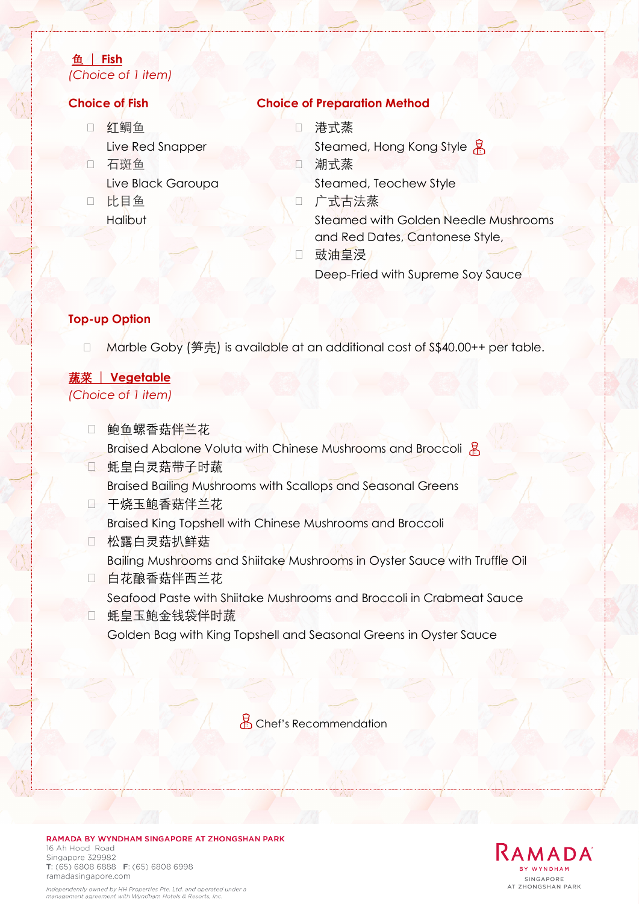## 鱼 ｜ Fish

*(Choice of 1 item)*

### Choice of Fish

- 红鲷鱼
  Live Red Snapper
- 石斑鱼
  Live Black Garoupa
- 比目鱼
  Halibut

### Choice of Preparation Method

- 港式蒸
  Steamed, Hong Kong Style 👨‍🍳
- 潮式蒸
  Steamed, Teochew Style
- 广式古法蒸
  Steamed with Golden Needle Mushrooms and Red Dates, Cantonese Style,
- 豉油皇浸
  Deep-Fried with Supreme Soy Sauce

### Top-up Option

- Marble Goby (笋壳) is available at an additional cost of S$40.00++ per table.

## 蔬菜 ｜ Vegetable

*(Choice of 1 item)*

- 鲍鱼螺香菇伴兰花
  Braised Abalone Voluta with Chinese Mushrooms and Broccoli 👨‍🍳
- 蚝皇白灵菇带子时蔬
  Braised Bailing Mushrooms with Scallops and Seasonal Greens
- 干烧玉鲍香菇伴兰花
  Braised King Topshell with Chinese Mushrooms and Broccoli
- 松露白灵菇扒鲜菇
  Bailing Mushrooms and Shiitake Mushrooms in Oyster Sauce with Truffle Oil
- 白花酿香菇伴西兰花
  Seafood Paste with Shiitake Mushrooms and Broccoli in Crabmeat Sauce
- 蚝皇玉鲍金钱袋伴时蔬
  Golden Bag with King Topshell and Seasonal Greens in Oyster Sauce

👨‍🍳 Chef's Recommendation

**RAMADA BY WYNDHAM SINGAPORE AT ZHONGSHAN PARK**
16 Ah Hood Road
Singapore 329982
T: (65) 6808 6888 F: (65) 6808 6998
ramadasingapore.com

*Independently owned by HH Properties Pte. Ltd. and operated under a management agreement with Wyndham Hotels & Resorts, Inc.*

RAMADA BY WYNDHAM SINGAPORE AT ZHONGSHAN PARK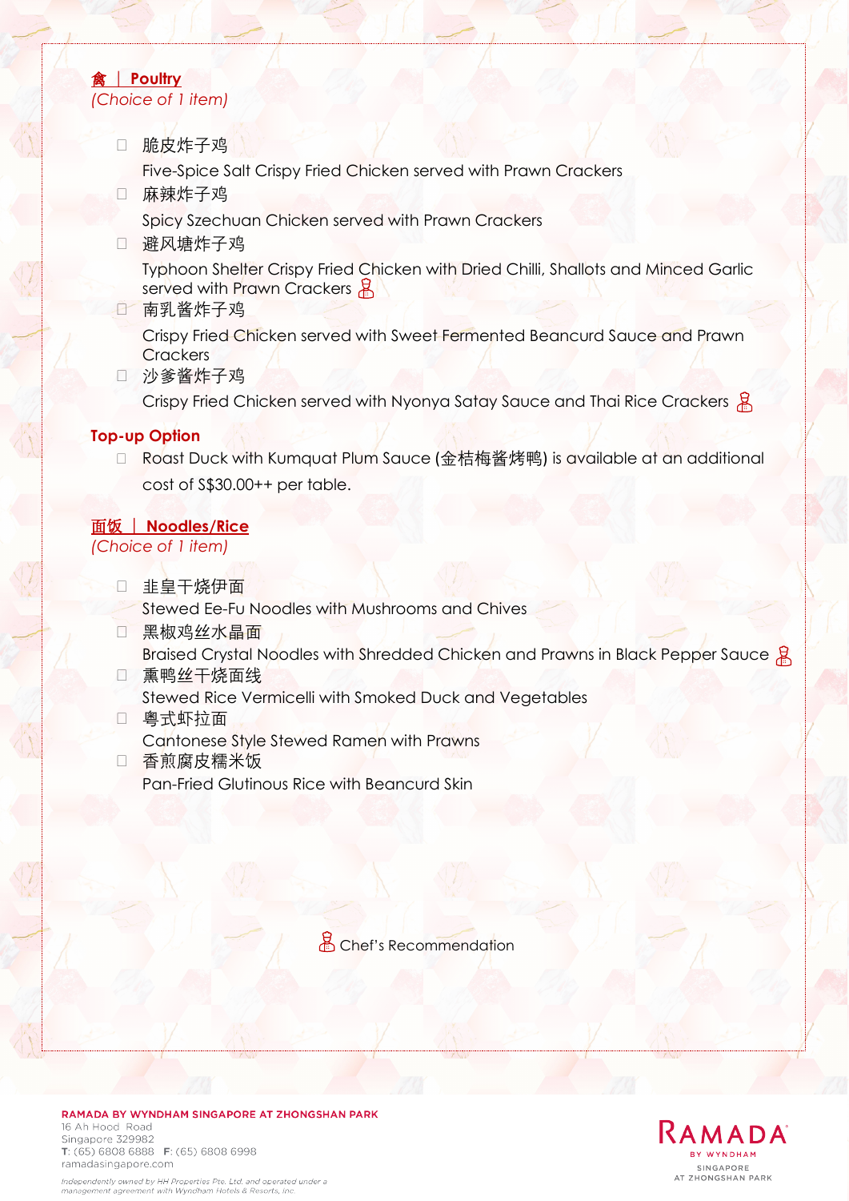## 禽 | Poultry
*(Choice of 1 item)*

- ☐ 脆皮炸子鸡
  Five-Spice Salt Crispy Fried Chicken served with Prawn Crackers
- ☐ 麻辣炸子鸡
  Spicy Szechuan Chicken served with Prawn Crackers
- ☐ 避风塘炸子鸡
  Typhoon Shelter Crispy Fried Chicken with Dried Chilli, Shallots and Minced Garlic served with Prawn Crackers 👨‍🍳
- ☐ 南乳酱炸子鸡
  Crispy Fried Chicken served with Sweet Fermented Beancurd Sauce and Prawn Crackers
- ☐ 沙爹酱炸子鸡
  Crispy Fried Chicken served with Nyonya Satay Sauce and Thai Rice Crackers 👨‍🍳

**Top-up Option**

- ☐ Roast Duck with Kumquat Plum Sauce (金桔梅酱烤鸭) is available at an additional cost of S$30.00++ per table.

## 面饭 | Noodles/Rice
*(Choice of 1 item)*

- ☐ 韭皇干烧伊面
  Stewed Ee-Fu Noodles with Mushrooms and Chives
- ☐ 黑椒鸡丝水晶面
  Braised Crystal Noodles with Shredded Chicken and Prawns in Black Pepper Sauce 👨‍🍳
- ☐ 熏鸭丝干烧面线
  Stewed Rice Vermicelli with Smoked Duck and Vegetables
- ☐ 粤式虾拉面
  Cantonese Style Stewed Ramen with Prawns
- ☐ 香煎腐皮糯米饭
  Pan-Fried Glutinous Rice with Beancurd Skin

👨‍🍳 Chef's Recommendation

**RAMADA BY WYNDHAM SINGAPORE AT ZHONGSHAN PARK**
16 Ah Hood Road
Singapore 329982
T: (65) 6808 6888 F: (65) 6808 6998
ramadasingapore.com

*Independently owned by HH Properties Pte. Ltd. and operated under a management agreement with Wyndham Hotels & Resorts, Inc.*

RAMADA BY WYNDHAM SINGAPORE AT ZHONGSHAN PARK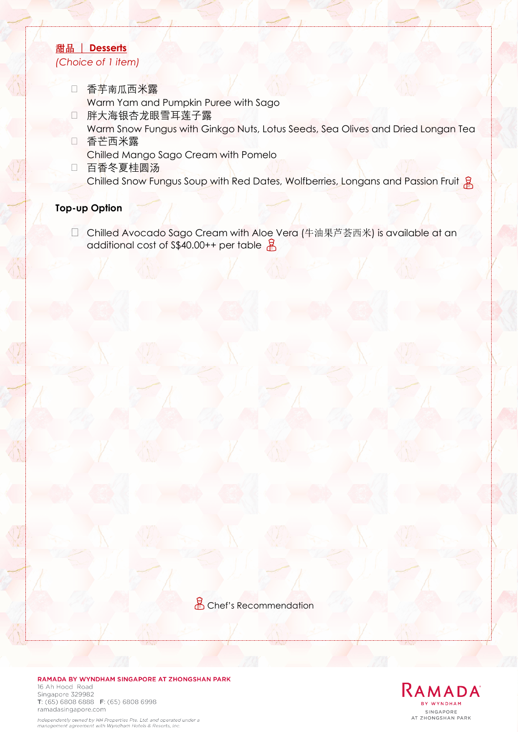## 甜品 | Desserts

*(Choice of 1 item)*

- ☐ 香芋南瓜西米露
  Warm Yam and Pumpkin Puree with Sago
- ☐ 胖大海银杏龙眼雪耳莲子露
  Warm Snow Fungus with Ginkgo Nuts, Lotus Seeds, Sea Olives and Dried Longan Tea
- ☐ 香芒西米露
  Chilled Mango Sago Cream with Pomelo
- ☐ 百香冬夏桂圆汤
  Chilled Snow Fungus Soup with Red Dates, Wolfberries, Longans and Passion Fruit 👨‍🍳

**Top-up Option**

- ☐ Chilled Avocado Sago Cream with Aloe Vera (牛油果芦荟西米) is available at an additional cost of S$40.00++ per table 👨‍🍳

👨‍🍳 Chef's Recommendation

**RAMADA BY WYNDHAM SINGAPORE AT ZHONGSHAN PARK**
16 Ah Hood Road
Singapore 329982
T: (65) 6808 6888 F: (65) 6808 6998
ramadasingapore.com

*Independently owned by HH Properties Pte. Ltd. and operated under a management agreement with Wyndham Hotels & Resorts, Inc.*

RAMADA BY WYNDHAM SINGAPORE AT ZHONGSHAN PARK